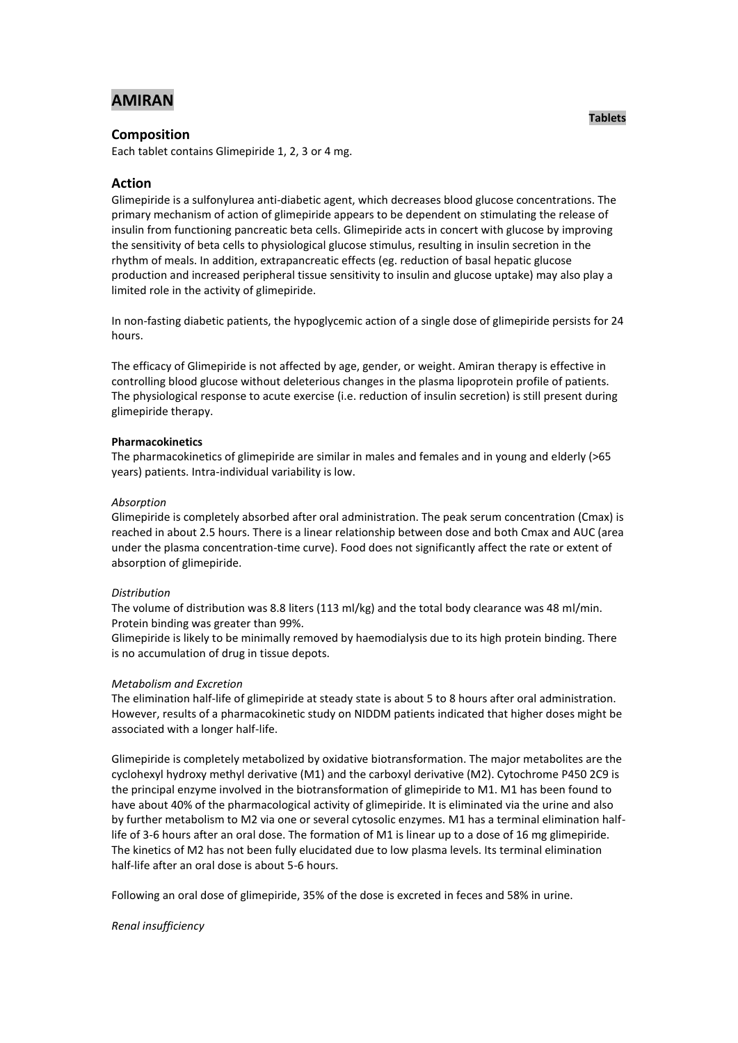# AMIRAN

**Tablets**

## Composition

Each tablet contains Glimepiride 1, 2, 3 or 4 mg.

## Action

Glimepiride is a sulfonylurea anti-diabetic agent, which decreases blood glucose concentrations. The primary mechanism of action of glimepiride appears to be dependent on stimulating the release of insulin from functioning pancreatic beta cells. Glimepiride acts in concert with glucose by improving the sensitivity of beta cells to physiological glucose stimulus, resulting in insulin secretion in the rhythm of meals. In addition, extrapancreatic effects (eg. reduction of basal hepatic glucose production and increased peripheral tissue sensitivity to insulin and glucose uptake) may also play a limited role in the activity of glimepiride.

In non-fasting diabetic patients, the hypoglycemic action of a single dose of glimepiride persists for 24 hours.

The efficacy of Glimepiride is not affected by age, gender, or weight. Amiran therapy is effective in controlling blood glucose without deleterious changes in the plasma lipoprotein profile of patients. The physiological response to acute exercise (i.e. reduction of insulin secretion) is still present during glimepiride therapy.

**Pharmacokinetics**

The pharmacokinetics of glimepiride are similar in males and females and in young and elderly (>65 years) patients. Intra-individual variability is low.

*Absorption*

Glimepiride is completely absorbed after oral administration. The peak serum concentration (Cmax) is reached in about 2.5 hours. There is a linear relationship between dose and both Cmax and AUC (area under the plasma concentration-time curve). Food does not significantly affect the rate or extent of absorption of glimepiride.

*Distribution*

The volume of distribution was 8.8 liters (113 ml/kg) and the total body clearance was 48 ml/min. Protein binding was greater than 99%.

Glimepiride is likely to be minimally removed by haemodialysis due to its high protein binding. There is no accumulation of drug in tissue depots.

*Metabolism and Excretion*

The elimination half-life of glimepiride at steady state is about 5 to 8 hours after oral administration. However, results of a pharmacokinetic study on NIDDM patients indicated that higher doses might be associated with a longer half-life.

Glimepiride is completely metabolized by oxidative biotransformation. The major metabolites are the cyclohexyl hydroxy methyl derivative (M1) and the carboxyl derivative (M2). Cytochrome P450 2C9 is the principal enzyme involved in the biotransformation of glimepiride to M1. M1 has been found to have about 40% of the pharmacological activity of glimepiride. It is eliminated via the urine and also by further metabolism to M2 via one or several cytosolic enzymes. M1 has a terminal elimination half-life of 3-6 hours after an oral dose. The formation of M1 is linear up to a dose of 16 mg glimepiride. The kinetics of M2 has not been fully elucidated due to low plasma levels. Its terminal elimination half-life after an oral dose is about 5-6 hours.

Following an oral dose of glimepiride, 35% of the dose is excreted in feces and 58% in urine.

*Renal insufficiency*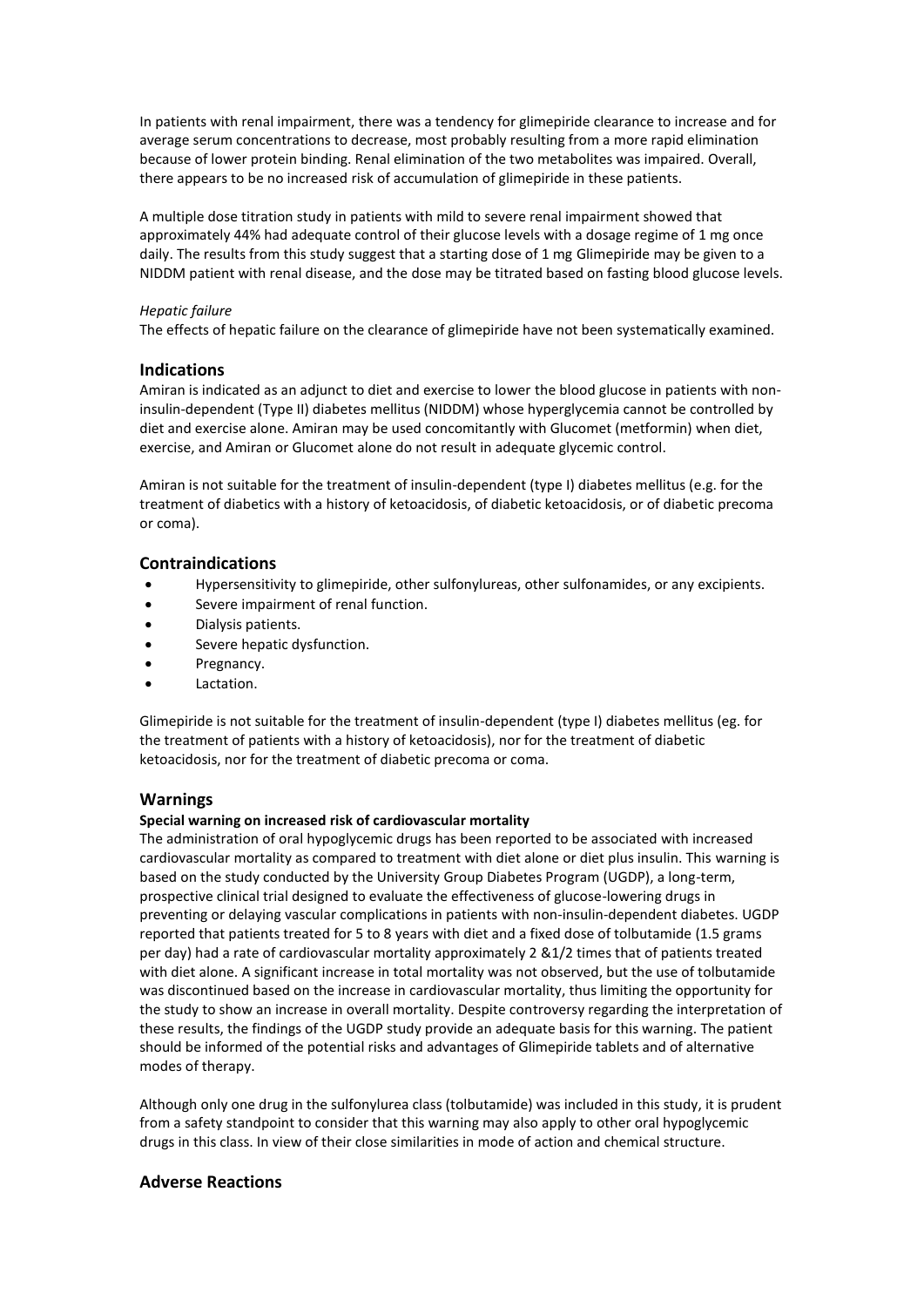In patients with renal impairment, there was a tendency for glimepiride clearance to increase and for average serum concentrations to decrease, most probably resulting from a more rapid elimination because of lower protein binding. Renal elimination of the two metabolites was impaired. Overall, there appears to be no increased risk of accumulation of glimepiride in these patients.

A multiple dose titration study in patients with mild to severe renal impairment showed that approximately 44% had adequate control of their glucose levels with a dosage regime of 1 mg once daily. The results from this study suggest that a starting dose of 1 mg Glimepiride may be given to a NIDDM patient with renal disease, and the dose may be titrated based on fasting blood glucose levels.

*Hepatic failure*

The effects of hepatic failure on the clearance of glimepiride have not been systematically examined.

## Indications

Amiran is indicated as an adjunct to diet and exercise to lower the blood glucose in patients with non-insulin-dependent (Type II) diabetes mellitus (NIDDM) whose hyperglycemia cannot be controlled by diet and exercise alone. Amiran may be used concomitantly with Glucomet (metformin) when diet, exercise, and Amiran or Glucomet alone do not result in adequate glycemic control.

Amiran is not suitable for the treatment of insulin-dependent (type I) diabetes mellitus (e.g. for the treatment of diabetics with a history of ketoacidosis, of diabetic ketoacidosis, or of diabetic precoma or coma).

## Contraindications

- Hypersensitivity to glimepiride, other sulfonylureas, other sulfonamides, or any excipients.
- Severe impairment of renal function.
- Dialysis patients.
- Severe hepatic dysfunction.
- Pregnancy.
- Lactation.

Glimepiride is not suitable for the treatment of insulin-dependent (type I) diabetes mellitus (eg. for the treatment of patients with a history of ketoacidosis), nor for the treatment of diabetic ketoacidosis, nor for the treatment of diabetic precoma or coma.

## Warnings

**Special warning on increased risk of cardiovascular mortality**

The administration of oral hypoglycemic drugs has been reported to be associated with increased cardiovascular mortality as compared to treatment with diet alone or diet plus insulin. This warning is based on the study conducted by the University Group Diabetes Program (UGDP), a long-term, prospective clinical trial designed to evaluate the effectiveness of glucose-lowering drugs in preventing or delaying vascular complications in patients with non-insulin-dependent diabetes. UGDP reported that patients treated for 5 to 8 years with diet and a fixed dose of tolbutamide (1.5 grams per day) had a rate of cardiovascular mortality approximately 2 &1/2 times that of patients treated with diet alone. A significant increase in total mortality was not observed, but the use of tolbutamide was discontinued based on the increase in cardiovascular mortality, thus limiting the opportunity for the study to show an increase in overall mortality. Despite controversy regarding the interpretation of these results, the findings of the UGDP study provide an adequate basis for this warning. The patient should be informed of the potential risks and advantages of Glimepiride tablets and of alternative modes of therapy.

Although only one drug in the sulfonylurea class (tolbutamide) was included in this study, it is prudent from a safety standpoint to consider that this warning may also apply to other oral hypoglycemic drugs in this class. In view of their close similarities in mode of action and chemical structure.

## Adverse Reactions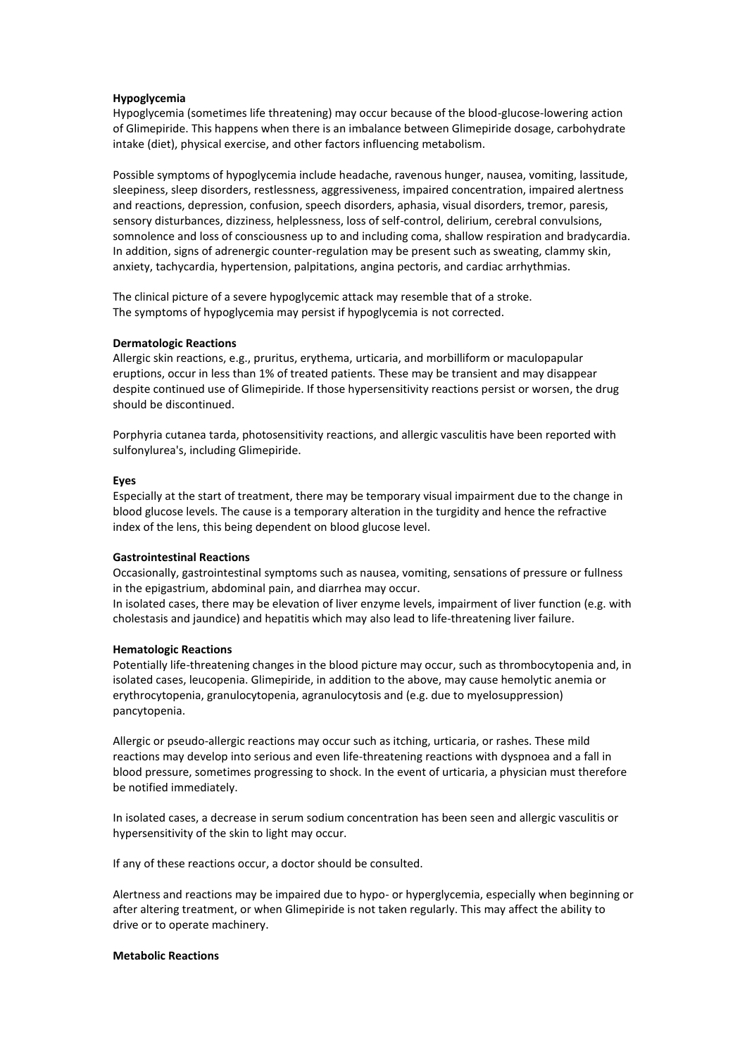**Hypoglycemia**

Hypoglycemia (sometimes life threatening) may occur because of the blood-glucose-lowering action of Glimepiride. This happens when there is an imbalance between Glimepiride dosage, carbohydrate intake (diet), physical exercise, and other factors influencing metabolism.

Possible symptoms of hypoglycemia include headache, ravenous hunger, nausea, vomiting, lassitude, sleepiness, sleep disorders, restlessness, aggressiveness, impaired concentration, impaired alertness and reactions, depression, confusion, speech disorders, aphasia, visual disorders, tremor, paresis, sensory disturbances, dizziness, helplessness, loss of self-control, delirium, cerebral convulsions, somnolence and loss of consciousness up to and including coma, shallow respiration and bradycardia. In addition, signs of adrenergic counter-regulation may be present such as sweating, clammy skin, anxiety, tachycardia, hypertension, palpitations, angina pectoris, and cardiac arrhythmias.

The clinical picture of a severe hypoglycemic attack may resemble that of a stroke.
The symptoms of hypoglycemia may persist if hypoglycemia is not corrected.

**Dermatologic Reactions**

Allergic skin reactions, e.g., pruritus, erythema, urticaria, and morbilliform or maculopapular eruptions, occur in less than 1% of treated patients. These may be transient and may disappear despite continued use of Glimepiride. If those hypersensitivity reactions persist or worsen, the drug should be discontinued.

Porphyria cutanea tarda, photosensitivity reactions, and allergic vasculitis have been reported with sulfonylurea's, including Glimepiride.

**Eyes**

Especially at the start of treatment, there may be temporary visual impairment due to the change in blood glucose levels. The cause is a temporary alteration in the turgidity and hence the refractive index of the lens, this being dependent on blood glucose level.

**Gastrointestinal Reactions**

Occasionally, gastrointestinal symptoms such as nausea, vomiting, sensations of pressure or fullness in the epigastrium, abdominal pain, and diarrhea may occur.
In isolated cases, there may be elevation of liver enzyme levels, impairment of liver function (e.g. with cholestasis and jaundice) and hepatitis which may also lead to life-threatening liver failure.

**Hematologic Reactions**

Potentially life-threatening changes in the blood picture may occur, such as thrombocytopenia and, in isolated cases, leucopenia. Glimepiride, in addition to the above, may cause hemolytic anemia or erythrocytopenia, granulocytopenia, agranulocytosis and (e.g. due to myelosuppression) pancytopenia.

Allergic or pseudo-allergic reactions may occur such as itching, urticaria, or rashes. These mild reactions may develop into serious and even life-threatening reactions with dyspnoea and a fall in blood pressure, sometimes progressing to shock. In the event of urticaria, a physician must therefore be notified immediately.

In isolated cases, a decrease in serum sodium concentration has been seen and allergic vasculitis or hypersensitivity of the skin to light may occur.

If any of these reactions occur, a doctor should be consulted.

Alertness and reactions may be impaired due to hypo- or hyperglycemia, especially when beginning or after altering treatment, or when Glimepiride is not taken regularly. This may affect the ability to drive or to operate machinery.

**Metabolic Reactions**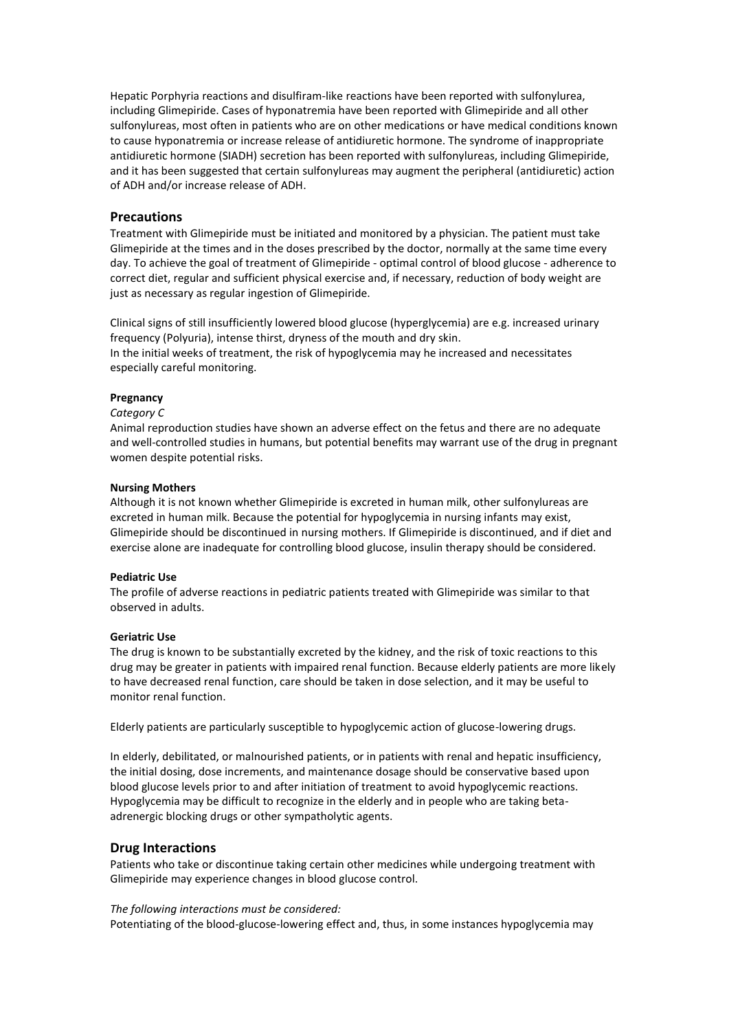Hepatic Porphyria reactions and disulfiram-like reactions have been reported with sulfonylurea, including Glimepiride. Cases of hyponatremia have been reported with Glimepiride and all other sulfonylureas, most often in patients who are on other medications or have medical conditions known to cause hyponatremia or increase release of antidiuretic hormone. The syndrome of inappropriate antidiuretic hormone (SIADH) secretion has been reported with sulfonylureas, including Glimepiride, and it has been suggested that certain sulfonylureas may augment the peripheral (antidiuretic) action of ADH and/or increase release of ADH.

## Precautions

Treatment with Glimepiride must be initiated and monitored by a physician. The patient must take Glimepiride at the times and in the doses prescribed by the doctor, normally at the same time every day. To achieve the goal of treatment of Glimepiride - optimal control of blood glucose - adherence to correct diet, regular and sufficient physical exercise and, if necessary, reduction of body weight are just as necessary as regular ingestion of Glimepiride.

Clinical signs of still insufficiently lowered blood glucose (hyperglycemia) are e.g. increased urinary frequency (Polyuria), intense thirst, dryness of the mouth and dry skin.
In the initial weeks of treatment, the risk of hypoglycemia may he increased and necessitates especially careful monitoring.

**Pregnancy**

*Category C*

Animal reproduction studies have shown an adverse effect on the fetus and there are no adequate and well-controlled studies in humans, but potential benefits may warrant use of the drug in pregnant women despite potential risks.

**Nursing Mothers**

Although it is not known whether Glimepiride is excreted in human milk, other sulfonylureas are excreted in human milk. Because the potential for hypoglycemia in nursing infants may exist, Glimepiride should be discontinued in nursing mothers. If Glimepiride is discontinued, and if diet and exercise alone are inadequate for controlling blood glucose, insulin therapy should be considered.

**Pediatric Use**

The profile of adverse reactions in pediatric patients treated with Glimepiride was similar to that observed in adults.

**Geriatric Use**

The drug is known to be substantially excreted by the kidney, and the risk of toxic reactions to this drug may be greater in patients with impaired renal function. Because elderly patients are more likely to have decreased renal function, care should be taken in dose selection, and it may be useful to monitor renal function.

Elderly patients are particularly susceptible to hypoglycemic action of glucose-lowering drugs.

In elderly, debilitated, or malnourished patients, or in patients with renal and hepatic insufficiency, the initial dosing, dose increments, and maintenance dosage should be conservative based upon blood glucose levels prior to and after initiation of treatment to avoid hypoglycemic reactions. Hypoglycemia may be difficult to recognize in the elderly and in people who are taking beta-adrenergic blocking drugs or other sympatholytic agents.

## Drug Interactions

Patients who take or discontinue taking certain other medicines while undergoing treatment with Glimepiride may experience changes in blood glucose control.

*The following interactions must be considered:*

Potentiating of the blood-glucose-lowering effect and, thus, in some instances hypoglycemia may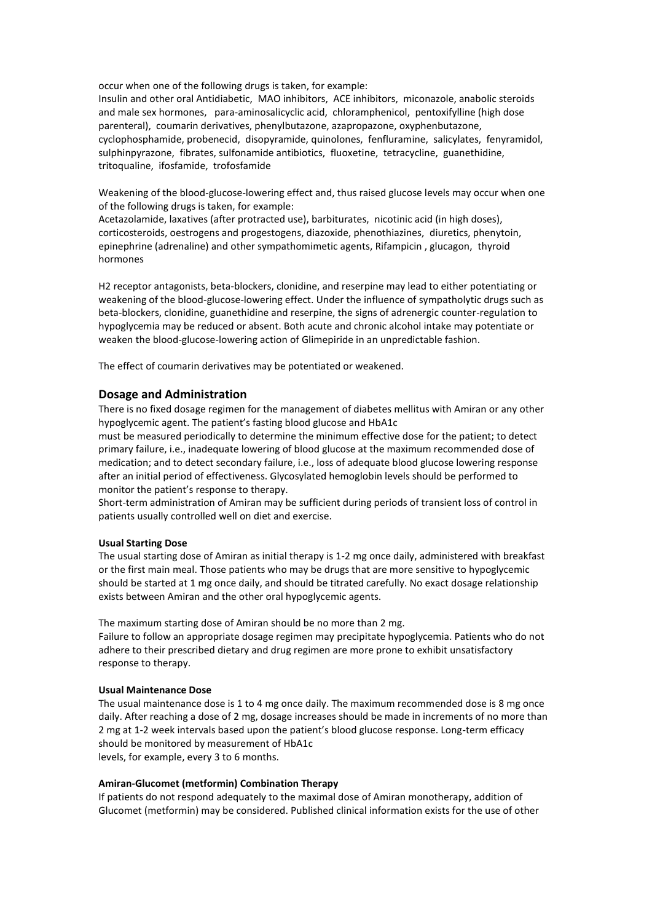occur when one of the following drugs is taken, for example:
Insulin and other oral Antidiabetic, MAO inhibitors, ACE inhibitors, miconazole, anabolic steroids and male sex hormones, para-aminosalicyclic acid, chloramphenicol, pentoxifylline (high dose parenteral), coumarin derivatives, phenylbutazone, azapropazone, oxyphenbutazone, cyclophosphamide, probenecid, disopyramide, quinolones, fenfluramine, salicylates, fenyramidol, sulphinpyrazone, fibrates, sulfonamide antibiotics, fluoxetine, tetracycline, guanethidine, tritoqualine, ifosfamide, trofosfamide

Weakening of the blood-glucose-lowering effect and, thus raised glucose levels may occur when one of the following drugs is taken, for example:
Acetazolamide, laxatives (after protracted use), barbiturates, nicotinic acid (in high doses), corticosteroids, oestrogens and progestogens, diazoxide, phenothiazines, diuretics, phenytoin, epinephrine (adrenaline) and other sympathomimetic agents, Rifampicin , glucagon, thyroid hormones

H2 receptor antagonists, beta-blockers, clonidine, and reserpine may lead to either potentiating or weakening of the blood-glucose-lowering effect. Under the influence of sympatholytic drugs such as beta-blockers, clonidine, guanethidine and reserpine, the signs of adrenergic counter-regulation to hypoglycemia may be reduced or absent. Both acute and chronic alcohol intake may potentiate or weaken the blood-glucose-lowering action of Glimepiride in an unpredictable fashion.

The effect of coumarin derivatives may be potentiated or weakened.

## Dosage and Administration

There is no fixed dosage regimen for the management of diabetes mellitus with Amiran or any other hypoglycemic agent. The patient's fasting blood glucose and HbA1c
must be measured periodically to determine the minimum effective dose for the patient; to detect primary failure, i.e., inadequate lowering of blood glucose at the maximum recommended dose of medication; and to detect secondary failure, i.e., loss of adequate blood glucose lowering response after an initial period of effectiveness. Glycosylated hemoglobin levels should be performed to monitor the patient's response to therapy.
Short-term administration of Amiran may be sufficient during periods of transient loss of control in patients usually controlled well on diet and exercise.

**Usual Starting Dose**

The usual starting dose of Amiran as initial therapy is 1-2 mg once daily, administered with breakfast or the first main meal. Those patients who may be drugs that are more sensitive to hypoglycemic should be started at 1 mg once daily, and should be titrated carefully. No exact dosage relationship exists between Amiran and the other oral hypoglycemic agents.

The maximum starting dose of Amiran should be no more than 2 mg.
Failure to follow an appropriate dosage regimen may precipitate hypoglycemia. Patients who do not adhere to their prescribed dietary and drug regimen are more prone to exhibit unsatisfactory response to therapy.

**Usual Maintenance Dose**

The usual maintenance dose is 1 to 4 mg once daily. The maximum recommended dose is 8 mg once daily. After reaching a dose of 2 mg, dosage increases should be made in increments of no more than 2 mg at 1-2 week intervals based upon the patient's blood glucose response. Long-term efficacy should be monitored by measurement of HbA1c
levels, for example, every 3 to 6 months.

**Amiran-Glucomet (metformin) Combination Therapy**

If patients do not respond adequately to the maximal dose of Amiran monotherapy, addition of Glucomet (metformin) may be considered. Published clinical information exists for the use of other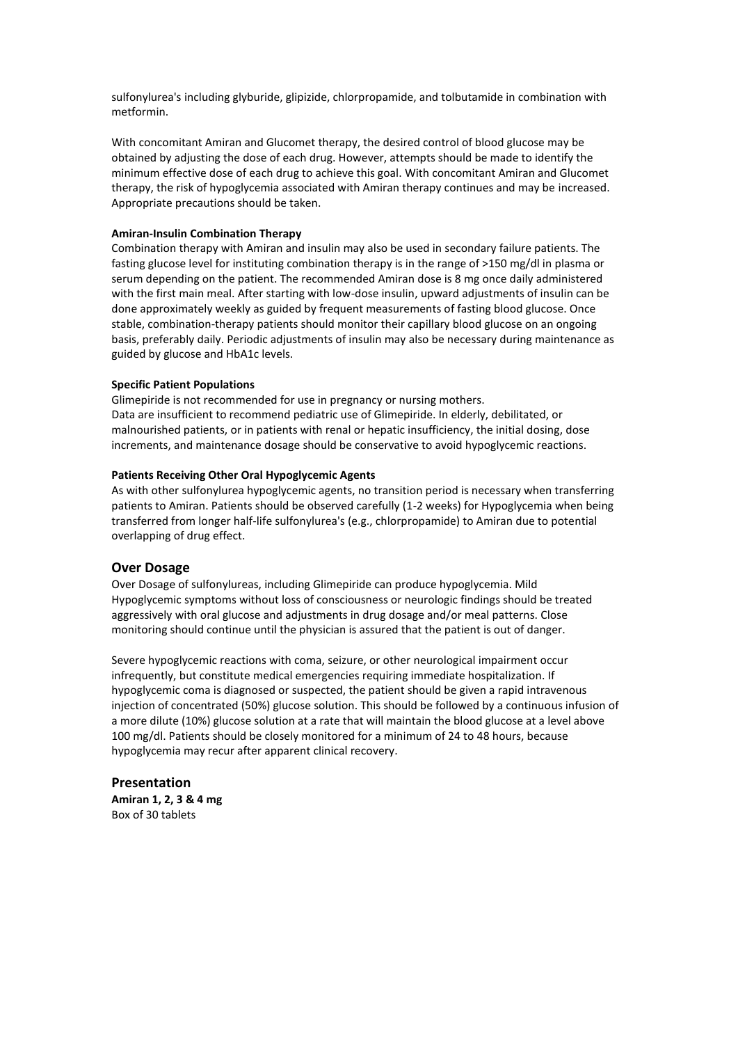sulfonylurea's including glyburide, glipizide, chlorpropamide, and tolbutamide in combination with metformin.

With concomitant Amiran and Glucomet therapy, the desired control of blood glucose may be obtained by adjusting the dose of each drug. However, attempts should be made to identify the minimum effective dose of each drug to achieve this goal. With concomitant Amiran and Glucomet therapy, the risk of hypoglycemia associated with Amiran therapy continues and may be increased. Appropriate precautions should be taken.

**Amiran-Insulin Combination Therapy**

Combination therapy with Amiran and insulin may also be used in secondary failure patients. The fasting glucose level for instituting combination therapy is in the range of >150 mg/dl in plasma or serum depending on the patient. The recommended Amiran dose is 8 mg once daily administered with the first main meal. After starting with low-dose insulin, upward adjustments of insulin can be done approximately weekly as guided by frequent measurements of fasting blood glucose. Once stable, combination-therapy patients should monitor their capillary blood glucose on an ongoing basis, preferably daily. Periodic adjustments of insulin may also be necessary during maintenance as guided by glucose and HbA1c levels.

**Specific Patient Populations**

Glimepiride is not recommended for use in pregnancy or nursing mothers.
Data are insufficient to recommend pediatric use of Glimepiride. In elderly, debilitated, or malnourished patients, or in patients with renal or hepatic insufficiency, the initial dosing, dose increments, and maintenance dosage should be conservative to avoid hypoglycemic reactions.

**Patients Receiving Other Oral Hypoglycemic Agents**

As with other sulfonylurea hypoglycemic agents, no transition period is necessary when transferring patients to Amiran. Patients should be observed carefully (1-2 weeks) for Hypoglycemia when being transferred from longer half-life sulfonylurea's (e.g., chlorpropamide) to Amiran due to potential overlapping of drug effect.

## Over Dosage

Over Dosage of sulfonylureas, including Glimepiride can produce hypoglycemia. Mild Hypoglycemic symptoms without loss of consciousness or neurologic findings should be treated aggressively with oral glucose and adjustments in drug dosage and/or meal patterns. Close monitoring should continue until the physician is assured that the patient is out of danger.

Severe hypoglycemic reactions with coma, seizure, or other neurological impairment occur infrequently, but constitute medical emergencies requiring immediate hospitalization. If hypoglycemic coma is diagnosed or suspected, the patient should be given a rapid intravenous injection of concentrated (50%) glucose solution. This should be followed by a continuous infusion of a more dilute (10%) glucose solution at a rate that will maintain the blood glucose at a level above 100 mg/dl. Patients should be closely monitored for a minimum of 24 to 48 hours, because hypoglycemia may recur after apparent clinical recovery.

## Presentation

**Amiran 1, 2, 3 & 4 mg**
Box of 30 tablets